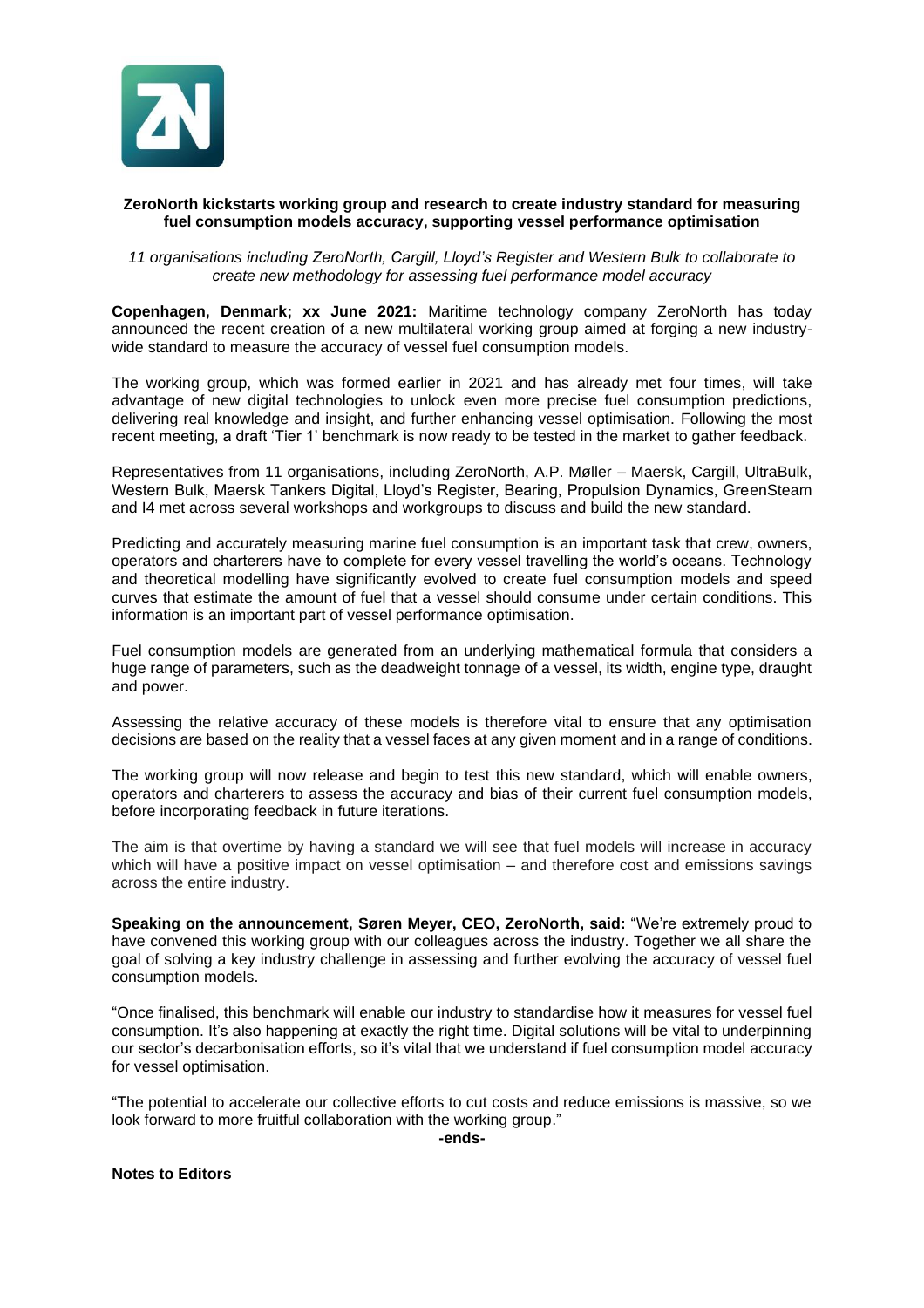**ZeroNorth kickstarts working group and research to create industry standard for measuring fuel consumption models accuracy, supporting vessel performance optimisation**

*11 organisations including ZeroNorth, Cargill, Lloyd's Register and Western Bulk to collaborate to create new methodology for assessing fuel performance model accuracy*

**Copenhagen, Denmark; xx June 2021:** Maritime technology company ZeroNorth has today announced the recent creation of a new multilateral working group aimed at forging a new industry-wide standard to measure the accuracy of vessel fuel consumption models.

The working group, which was formed earlier in 2021 and has already met four times, will take advantage of new digital technologies to unlock even more precise fuel consumption predictions, delivering real knowledge and insight, and further enhancing vessel optimisation. Following the most recent meeting, a draft 'Tier 1' benchmark is now ready to be tested in the market to gather feedback.

Representatives from 11 organisations, including ZeroNorth, A.P. Møller – Maersk, Cargill, UltraBulk, Western Bulk, Maersk Tankers Digital, Lloyd's Register, Bearing, Propulsion Dynamics, GreenSteam and I4 met across several workshops and workgroups to discuss and build the new standard.

Predicting and accurately measuring marine fuel consumption is an important task that crew, owners, operators and charterers have to complete for every vessel travelling the world's oceans. Technology and theoretical modelling have significantly evolved to create fuel consumption models and speed curves that estimate the amount of fuel that a vessel should consume under certain conditions. This information is an important part of vessel performance optimisation.

Fuel consumption models are generated from an underlying mathematical formula that considers a huge range of parameters, such as the deadweight tonnage of a vessel, its width, engine type, draught and power.

Assessing the relative accuracy of these models is therefore vital to ensure that any optimisation decisions are based on the reality that a vessel faces at any given moment and in a range of conditions.

The working group will now release and begin to test this new standard, which will enable owners, operators and charterers to assess the accuracy and bias of their current fuel consumption models, before incorporating feedback in future iterations.

The aim is that overtime by having a standard we will see that fuel models will increase in accuracy which will have a positive impact on vessel optimisation – and therefore cost and emissions savings across the entire industry.

**Speaking on the announcement, Søren Meyer, CEO, ZeroNorth, said:** "We're extremely proud to have convened this working group with our colleagues across the industry. Together we all share the goal of solving a key industry challenge in assessing and further evolving the accuracy of vessel fuel consumption models.

"Once finalised, this benchmark will enable our industry to standardise how it measures for vessel fuel consumption. It's also happening at exactly the right time. Digital solutions will be vital to underpinning our sector's decarbonisation efforts, so it's vital that we understand if fuel consumption model accuracy for vessel optimisation.

"The potential to accelerate our collective efforts to cut costs and reduce emissions is massive, so we look forward to more fruitful collaboration with the working group."

**-ends-**

**Notes to Editors**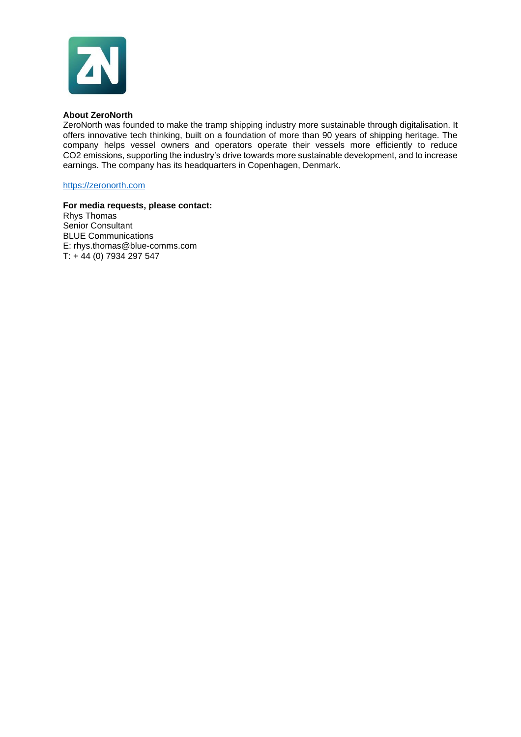**About ZeroNorth**

ZeroNorth was founded to make the tramp shipping industry more sustainable through digitalisation. It offers innovative tech thinking, built on a foundation of more than 90 years of shipping heritage. The company helps vessel owners and operators operate their vessels more efficiently to reduce $CO_2$ emissions, supporting the industry's drive towards more sustainable development, and to increase earnings. The company has its headquarters in Copenhagen, Denmark.

https://zeronorth.com

**For media requests, please contact:**
Rhys Thomas
Senior Consultant
BLUE Communications
E: rhys.thomas@blue-comms.com
T: + 44 (0) 7934 297 547